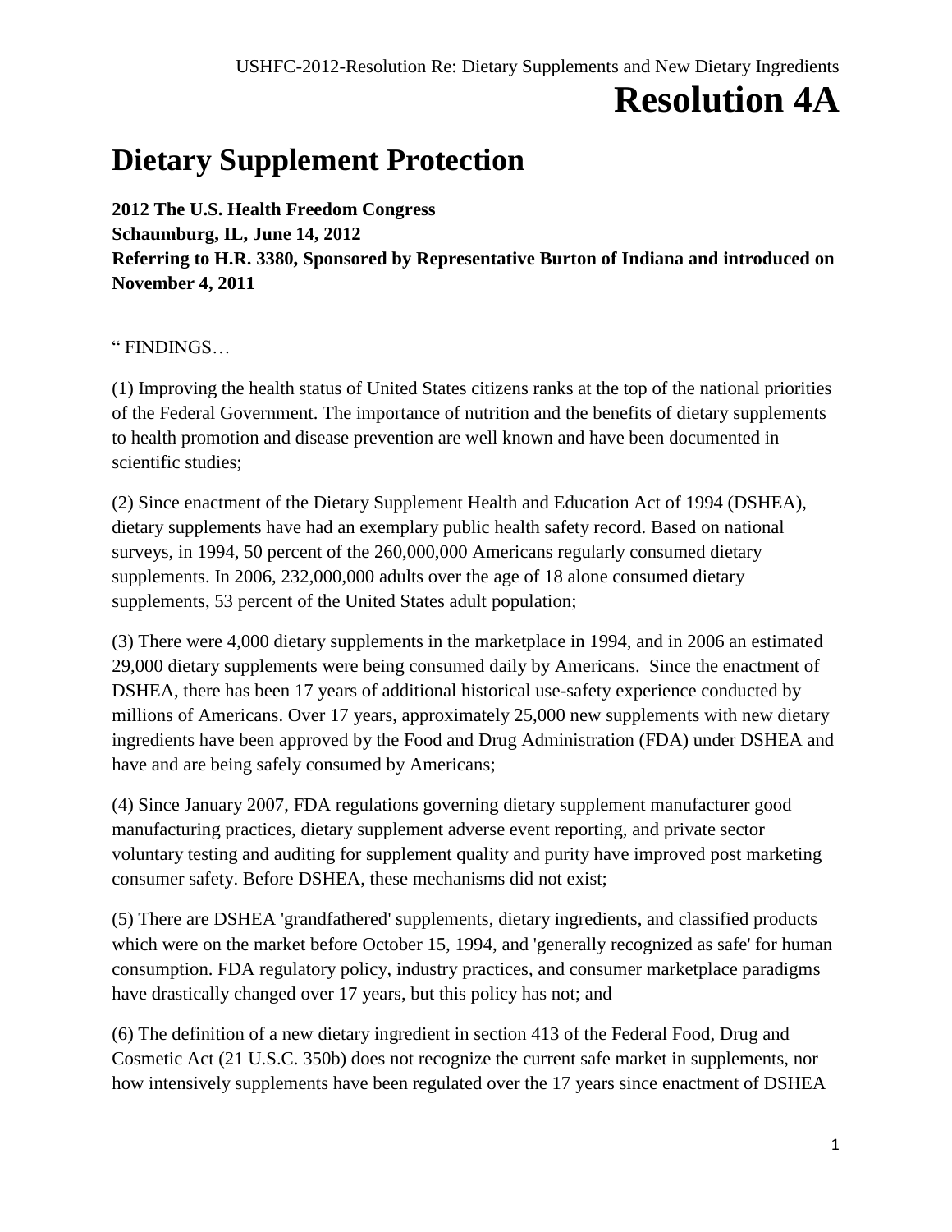# Resolution 4A

## Dietary Supplement Protection

**2012 The U.S. Health Freedom Congress**
**Schaumburg, IL, June 14, 2012**
**Referring to H.R. 3380, Sponsored by Representative Burton of Indiana and introduced on November 4, 2011**

" FINDINGS…

(1) Improving the health status of United States citizens ranks at the top of the national priorities of the Federal Government. The importance of nutrition and the benefits of dietary supplements to health promotion and disease prevention are well known and have been documented in scientific studies;

(2) Since enactment of the Dietary Supplement Health and Education Act of 1994 (DSHEA), dietary supplements have had an exemplary public health safety record. Based on national surveys, in 1994, 50 percent of the 260,000,000 Americans regularly consumed dietary supplements. In 2006, 232,000,000 adults over the age of 18 alone consumed dietary supplements, 53 percent of the United States adult population;

(3) There were 4,000 dietary supplements in the marketplace in 1994, and in 2006 an estimated 29,000 dietary supplements were being consumed daily by Americans. Since the enactment of DSHEA, there has been 17 years of additional historical use-safety experience conducted by millions of Americans. Over 17 years, approximately 25,000 new supplements with new dietary ingredients have been approved by the Food and Drug Administration (FDA) under DSHEA and have and are being safely consumed by Americans;

(4) Since January 2007, FDA regulations governing dietary supplement manufacturer good manufacturing practices, dietary supplement adverse event reporting, and private sector voluntary testing and auditing for supplement quality and purity have improved post marketing consumer safety. Before DSHEA, these mechanisms did not exist;

(5) There are DSHEA 'grandfathered' supplements, dietary ingredients, and classified products which were on the market before October 15, 1994, and 'generally recognized as safe' for human consumption. FDA regulatory policy, industry practices, and consumer marketplace paradigms have drastically changed over 17 years, but this policy has not; and

(6) The definition of a new dietary ingredient in section 413 of the Federal Food, Drug and Cosmetic Act (21 U.S.C. 350b) does not recognize the current safe market in supplements, nor how intensively supplements have been regulated over the 17 years since enactment of DSHEA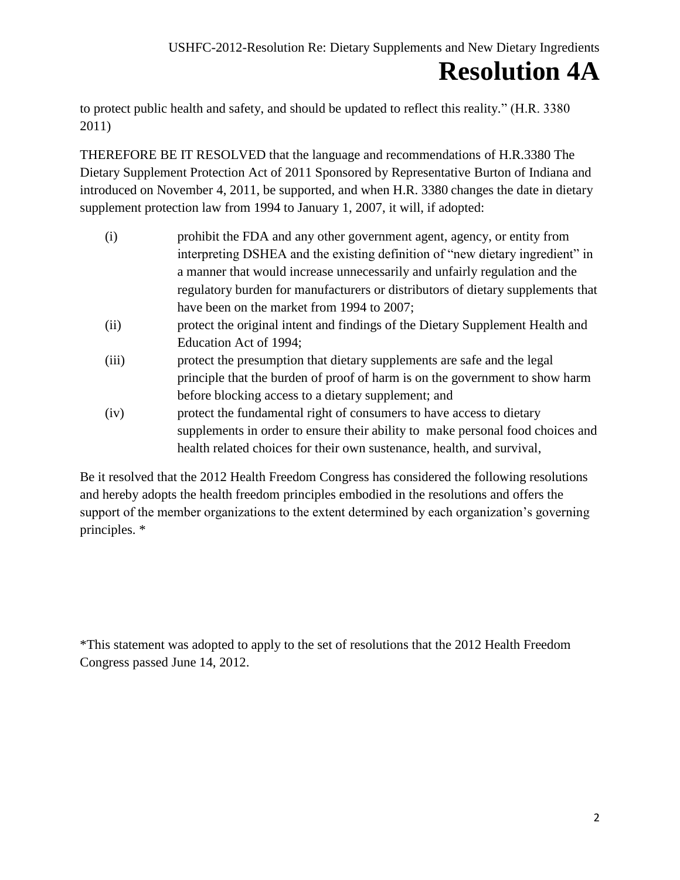to protect public health and safety, and should be updated to reflect this reality." (H.R. 3380 2011)

THEREFORE BE IT RESOLVED that the language and recommendations of H.R.3380 The Dietary Supplement Protection Act of 2011 Sponsored by Representative Burton of Indiana and introduced on November 4, 2011, be supported, and when H.R. 3380 changes the date in dietary supplement protection law from 1994 to January 1, 2007, it will, if adopted:

(i) prohibit the FDA and any other government agent, agency, or entity from interpreting DSHEA and the existing definition of "new dietary ingredient" in a manner that would increase unnecessarily and unfairly regulation and the regulatory burden for manufacturers or distributors of dietary supplements that have been on the market from 1994 to 2007;

(ii) protect the original intent and findings of the Dietary Supplement Health and Education Act of 1994;

(iii) protect the presumption that dietary supplements are safe and the legal principle that the burden of proof of harm is on the government to show harm before blocking access to a dietary supplement; and

(iv) protect the fundamental right of consumers to have access to dietary supplements in order to ensure their ability to make personal food choices and health related choices for their own sustenance, health, and survival,

Be it resolved that the 2012 Health Freedom Congress has considered the following resolutions and hereby adopts the health freedom principles embodied in the resolutions and offers the support of the member organizations to the extent determined by each organization's governing principles. *

*This statement was adopted to apply to the set of resolutions that the 2012 Health Freedom Congress passed June 14, 2012.